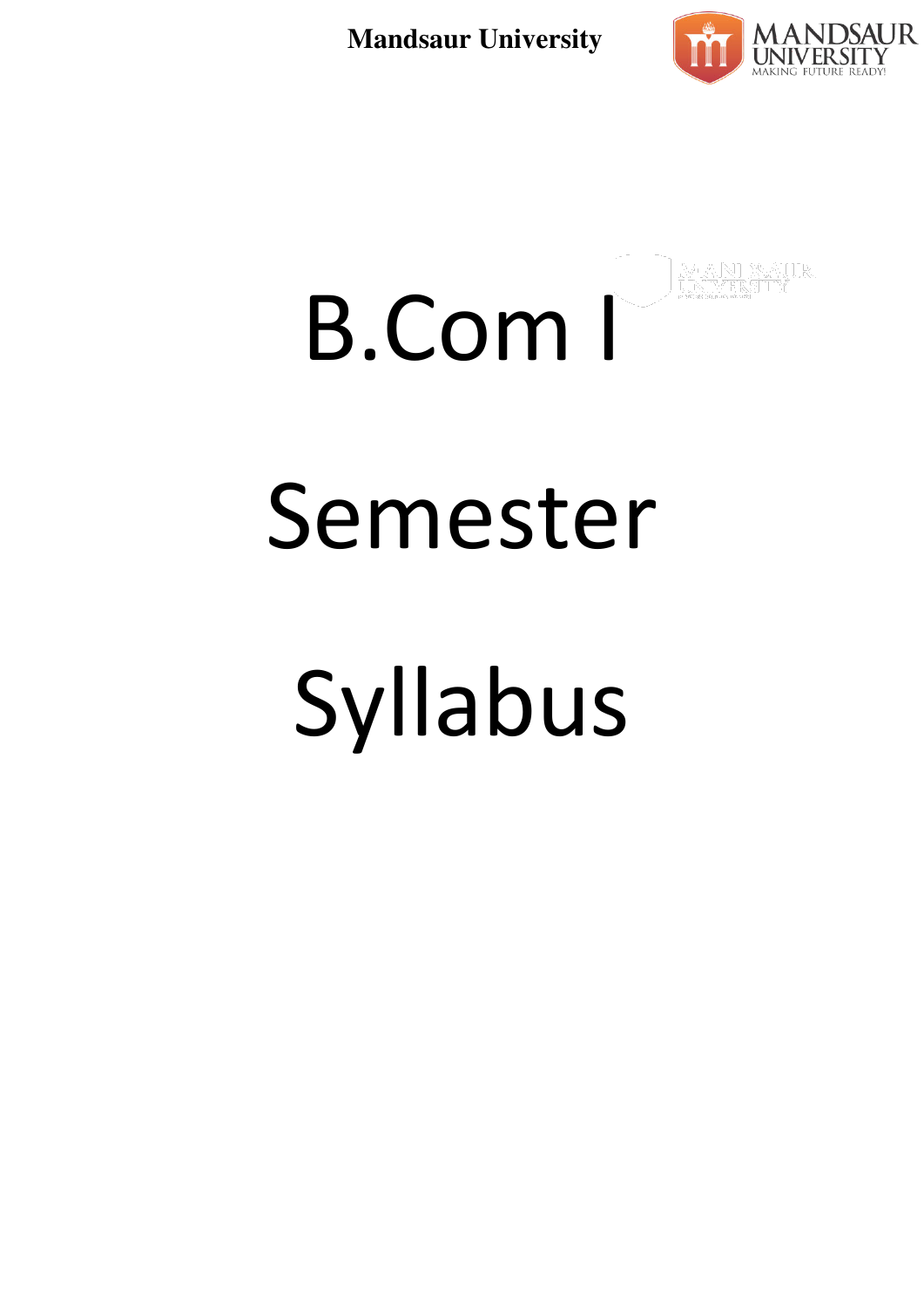# B.Com I

# Semester

# Syllabus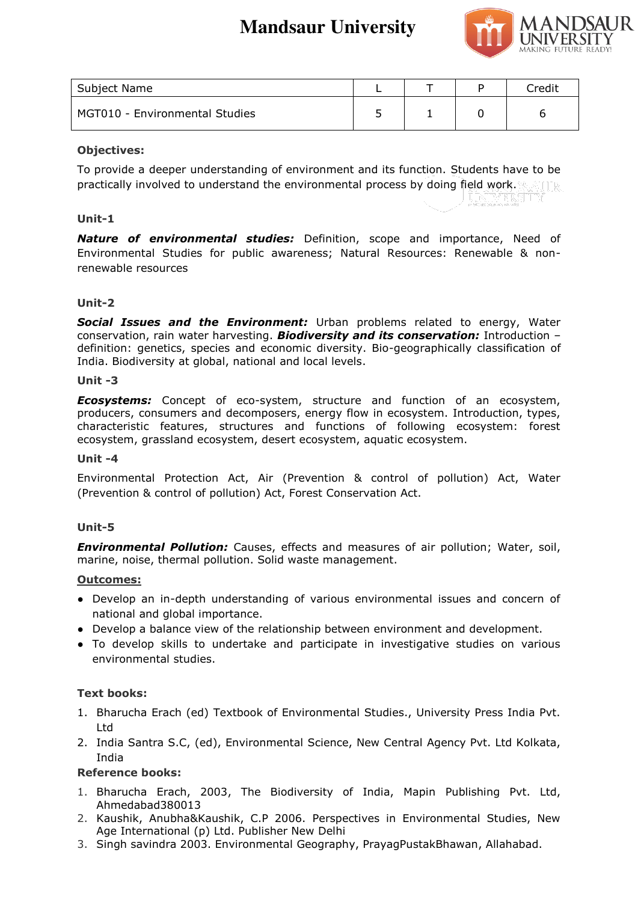# Mandsaur University

| Subject Name | L | T | P | Credit |
|---|---|---|---|---|
| MGT010 - Environmental Studies | 5 | 1 | 0 | 6 |

**Objectives:**

To provide a deeper understanding of environment and its function. Students have to be practically involved to understand the environmental process by doing field work.

**Unit-1**

***Nature of environmental studies:*** Definition, scope and importance, Need of Environmental Studies for public awareness; Natural Resources: Renewable & non-renewable resources

**Unit-2**

***Social Issues and the Environment:*** Urban problems related to energy, Water conservation, rain water harvesting. ***Biodiversity and its conservation:*** Introduction – definition: genetics, species and economic diversity. Bio-geographically classification of India. Biodiversity at global, national and local levels.

**Unit -3**

***Ecosystems:*** Concept of eco-system, structure and function of an ecosystem, producers, consumers and decomposers, energy flow in ecosystem. Introduction, types, characteristic features, structures and functions of following ecosystem: forest ecosystem, grassland ecosystem, desert ecosystem, aquatic ecosystem.

**Unit -4**

Environmental Protection Act, Air (Prevention & control of pollution) Act, Water (Prevention & control of pollution) Act, Forest Conservation Act.

**Unit-5**

***Environmental Pollution:*** Causes, effects and measures of air pollution; Water, soil, marine, noise, thermal pollution. Solid waste management.

**<u>Outcomes:</u>**

- Develop an in-depth understanding of various environmental issues and concern of national and global importance.
- Develop a balance view of the relationship between environment and development.
- To develop skills to undertake and participate in investigative studies on various environmental studies.

**Text books:**

1. Bharucha Erach (ed) Textbook of Environmental Studies., University Press India Pvt. Ltd
2. India Santra S.C, (ed), Environmental Science, New Central Agency Pvt. Ltd Kolkata, India

**Reference books:**

1. Bharucha Erach, 2003, The Biodiversity of India, Mapin Publishing Pvt. Ltd, Ahmedabad380013
2. Kaushik, Anubha&Kaushik, C.P 2006. Perspectives in Environmental Studies, New Age International (p) Ltd. Publisher New Delhi
3. Singh savindra 2003. Environmental Geography, PrayagPustakBhawan, Allahabad.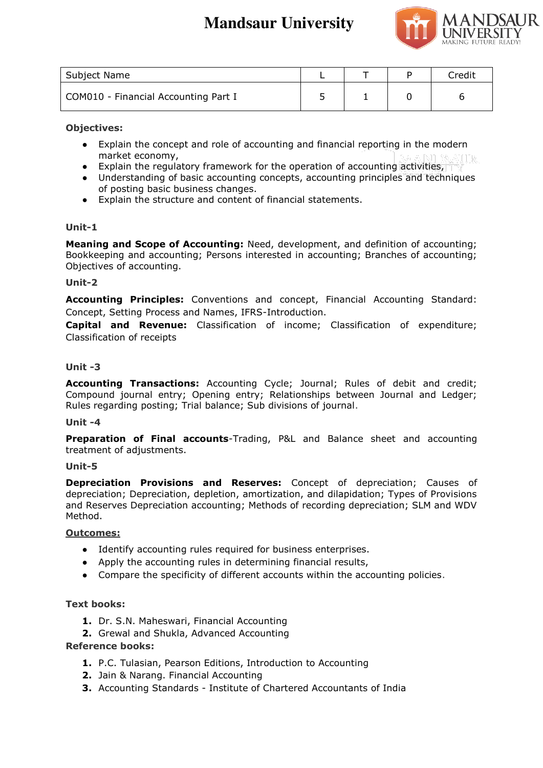# Mandsaur University

| Subject Name | L | T | P | Credit |
|---|---|---|---|---|
| COM010 - Financial Accounting Part I | 5 | 1 | 0 | 6 |

**Objectives:**

- Explain the concept and role of accounting and financial reporting in the modern market economy,
- Explain the regulatory framework for the operation of accounting activities,
- Understanding of basic accounting concepts, accounting principles and techniques of posting basic business changes.
- Explain the structure and content of financial statements.

**Unit-1**

**Meaning and Scope of Accounting:** Need, development, and definition of accounting; Bookkeeping and accounting; Persons interested in accounting; Branches of accounting; Objectives of accounting.

**Unit-2**

**Accounting Principles:** Conventions and concept, Financial Accounting Standard: Concept, Setting Process and Names, IFRS-Introduction.

**Capital and Revenue:** Classification of income; Classification of expenditure; Classification of receipts

**Unit -3**

**Accounting Transactions:** Accounting Cycle; Journal; Rules of debit and credit; Compound journal entry; Opening entry; Relationships between Journal and Ledger; Rules regarding posting; Trial balance; Sub divisions of journal.

**Unit -4**

**Preparation of Final accounts**-Trading, P&L and Balance sheet and accounting treatment of adjustments.

**Unit-5**

**Depreciation Provisions and Reserves:** Concept of depreciation; Causes of depreciation; Depreciation, depletion, amortization, and dilapidation; Types of Provisions and Reserves Depreciation accounting; Methods of recording depreciation; SLM and WDV Method.

**Outcomes:**

- Identify accounting rules required for business enterprises.
- Apply the accounting rules in determining financial results,
- Compare the specificity of different accounts within the accounting policies.

**Text books:**

1. Dr. S.N. Maheswari, Financial Accounting
2. Grewal and Shukla, Advanced Accounting

**Reference books:**

1. P.C. Tulasian, Pearson Editions, Introduction to Accounting
2. Jain & Narang. Financial Accounting
3. Accounting Standards - Institute of Chartered Accountants of India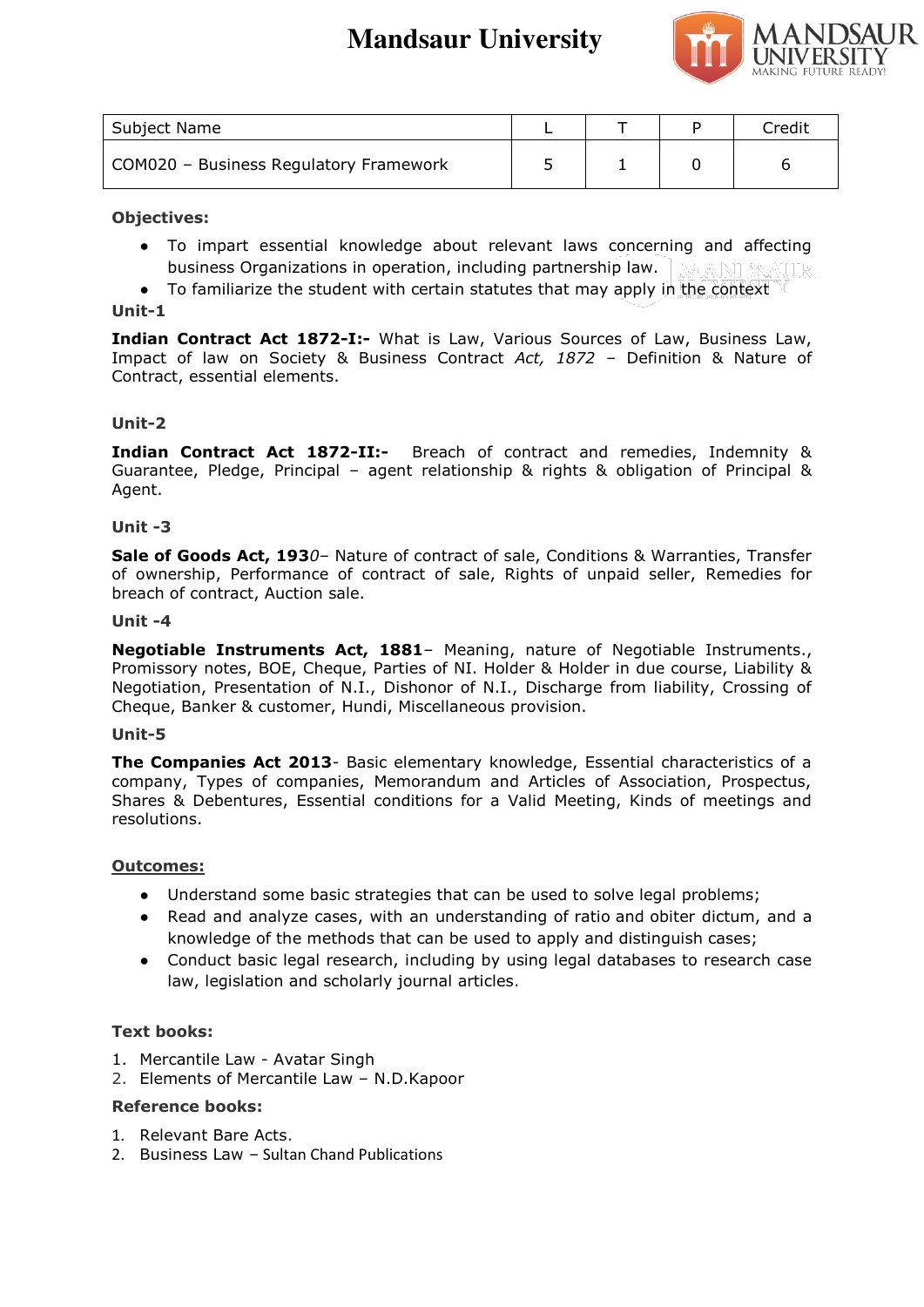# Mandsaur University

| Subject Name | L | T | P | Credit |
|---|---|---|---|---|
| COM020 – Business Regulatory Framework | 5 | 1 | 0 | 6 |

**Objectives:**

- To impart essential knowledge about relevant laws concerning and affecting business Organizations in operation, including partnership law.
- To familiarize the student with certain statutes that may apply in the context

**Unit-1**

**Indian Contract Act 1872-I:-** What is Law, Various Sources of Law, Business Law, Impact of law on Society & Business Contract *Act, 1872* – Definition & Nature of Contract, essential elements.

**Unit-2**

**Indian Contract Act 1872-II:-** Breach of contract and remedies, Indemnity & Guarantee, Pledge, Principal – agent relationship & rights & obligation of Principal & Agent.

**Unit -3**

**Sale of Goods Act, 193***0*– Nature of contract of sale, Conditions & Warranties, Transfer of ownership, Performance of contract of sale, Rights of unpaid seller, Remedies for breach of contract, Auction sale.

**Unit -4**

**Negotiable Instruments Act, 1881**– Meaning, nature of Negotiable Instruments., Promissory notes, BOE, Cheque, Parties of NI. Holder & Holder in due course, Liability & Negotiation, Presentation of N.I., Dishonor of N.I., Discharge from liability, Crossing of Cheque, Banker & customer, Hundi, Miscellaneous provision.

**Unit-5**

**The Companies Act 2013**- Basic elementary knowledge, Essential characteristics of a company, Types of companies, Memorandum and Articles of Association, Prospectus, Shares & Debentures, Essential conditions for a Valid Meeting, Kinds of meetings and resolutions.

**Outcomes:**

- Understand some basic strategies that can be used to solve legal problems;
- Read and analyze cases, with an understanding of ratio and obiter dictum, and a knowledge of the methods that can be used to apply and distinguish cases;
- Conduct basic legal research, including by using legal databases to research case law, legislation and scholarly journal articles.

**Text books:**

1. Mercantile Law - Avatar Singh
2. Elements of Mercantile Law – N.D.Kapoor

**Reference books:**

1. Relevant Bare Acts.
2. Business Law – Sultan Chand Publications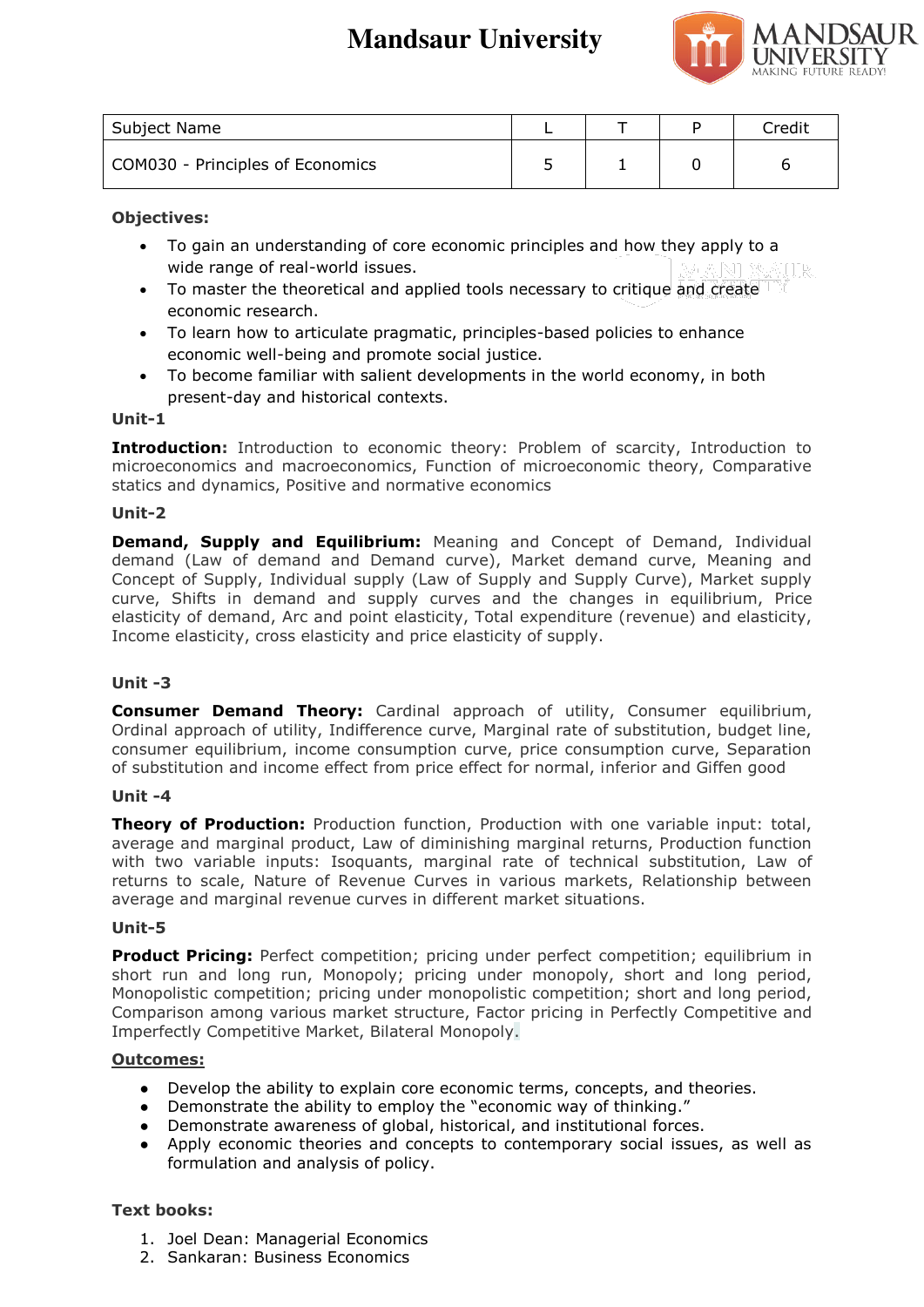# Mandsaur University

| Subject Name | L | T | P | Credit |
|---|---|---|---|---|
| COM030 - Principles of Economics | 5 | 1 | 0 | 6 |

**Objectives:**

- To gain an understanding of core economic principles and how they apply to a wide range of real-world issues.
- To master the theoretical and applied tools necessary to critique and create economic research.
- To learn how to articulate pragmatic, principles-based policies to enhance economic well-being and promote social justice.
- To become familiar with salient developments in the world economy, in both present-day and historical contexts.

**Unit-1**

**Introduction:** Introduction to economic theory: Problem of scarcity, Introduction to microeconomics and macroeconomics, Function of microeconomic theory, Comparative statics and dynamics, Positive and normative economics

**Unit-2**

**Demand, Supply and Equilibrium:** Meaning and Concept of Demand, Individual demand (Law of demand and Demand curve), Market demand curve, Meaning and Concept of Supply, Individual supply (Law of Supply and Supply Curve), Market supply curve, Shifts in demand and supply curves and the changes in equilibrium, Price elasticity of demand, Arc and point elasticity, Total expenditure (revenue) and elasticity, Income elasticity, cross elasticity and price elasticity of supply.

**Unit -3**

**Consumer Demand Theory:** Cardinal approach of utility, Consumer equilibrium, Ordinal approach of utility, Indifference curve, Marginal rate of substitution, budget line, consumer equilibrium, income consumption curve, price consumption curve, Separation of substitution and income effect from price effect for normal, inferior and Giffen good

**Unit -4**

**Theory of Production:** Production function, Production with one variable input: total, average and marginal product, Law of diminishing marginal returns, Production function with two variable inputs: Isoquants, marginal rate of technical substitution, Law of returns to scale, Nature of Revenue Curves in various markets, Relationship between average and marginal revenue curves in different market situations.

**Unit-5**

**Product Pricing:** Perfect competition; pricing under perfect competition; equilibrium in short run and long run, Monopoly; pricing under monopoly, short and long period, Monopolistic competition; pricing under monopolistic competition; short and long period, Comparison among various market structure, Factor pricing in Perfectly Competitive and Imperfectly Competitive Market, Bilateral Monopoly.

**Outcomes:**

- Develop the ability to explain core economic terms, concepts, and theories.
- Demonstrate the ability to employ the "economic way of thinking."
- Demonstrate awareness of global, historical, and institutional forces.
- Apply economic theories and concepts to contemporary social issues, as well as formulation and analysis of policy.

**Text books:**

1. Joel Dean: Managerial Economics
2. Sankaran: Business Economics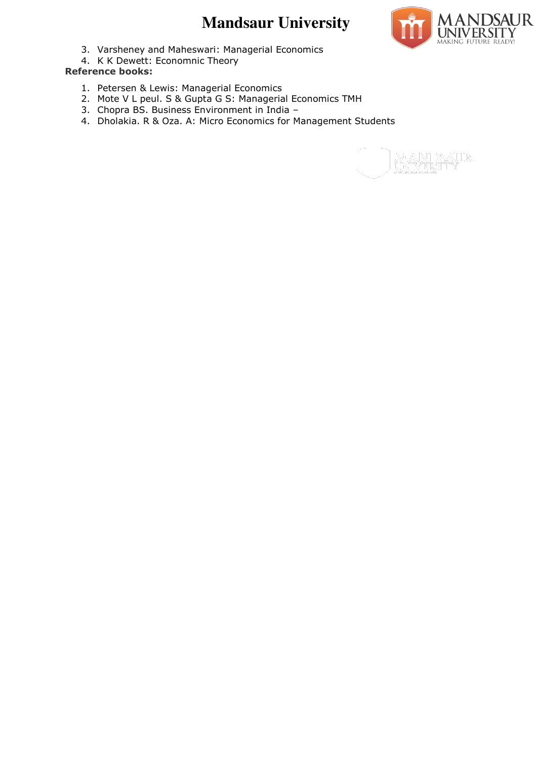3. Varsheney and Maheswari: Managerial Economics
4. K K Dewett: Economnic Theory

**Reference books:**

1. Petersen & Lewis: Managerial Economics
2. Mote V L peul. S & Gupta G S: Managerial Economics TMH
3. Chopra BS. Business Environment in India –
4. Dholakia. R & Oza. A: Micro Economics for Management Students